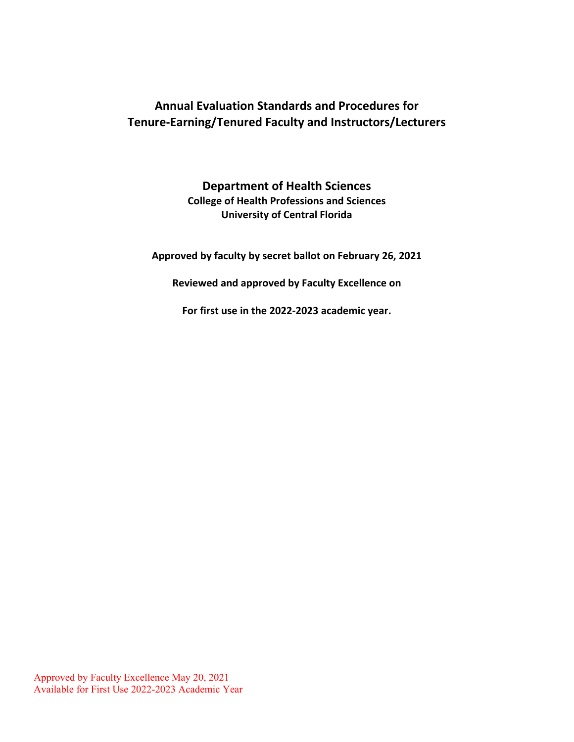# Annual Evaluation Standards and Procedures for Tenure-Earning/Tenured Faculty and Instructors/Lecturers

## Department of Health Sciences

**College of Health Professions and Sciences**
**University of Central Florida**

**Approved by faculty by secret ballot on February 26, 2021**

**Reviewed and approved by Faculty Excellence on**

**For first use in the 2022-2023 academic year.**

Approved by Faculty Excellence May 20, 2021
Available for First Use 2022-2023 Academic Year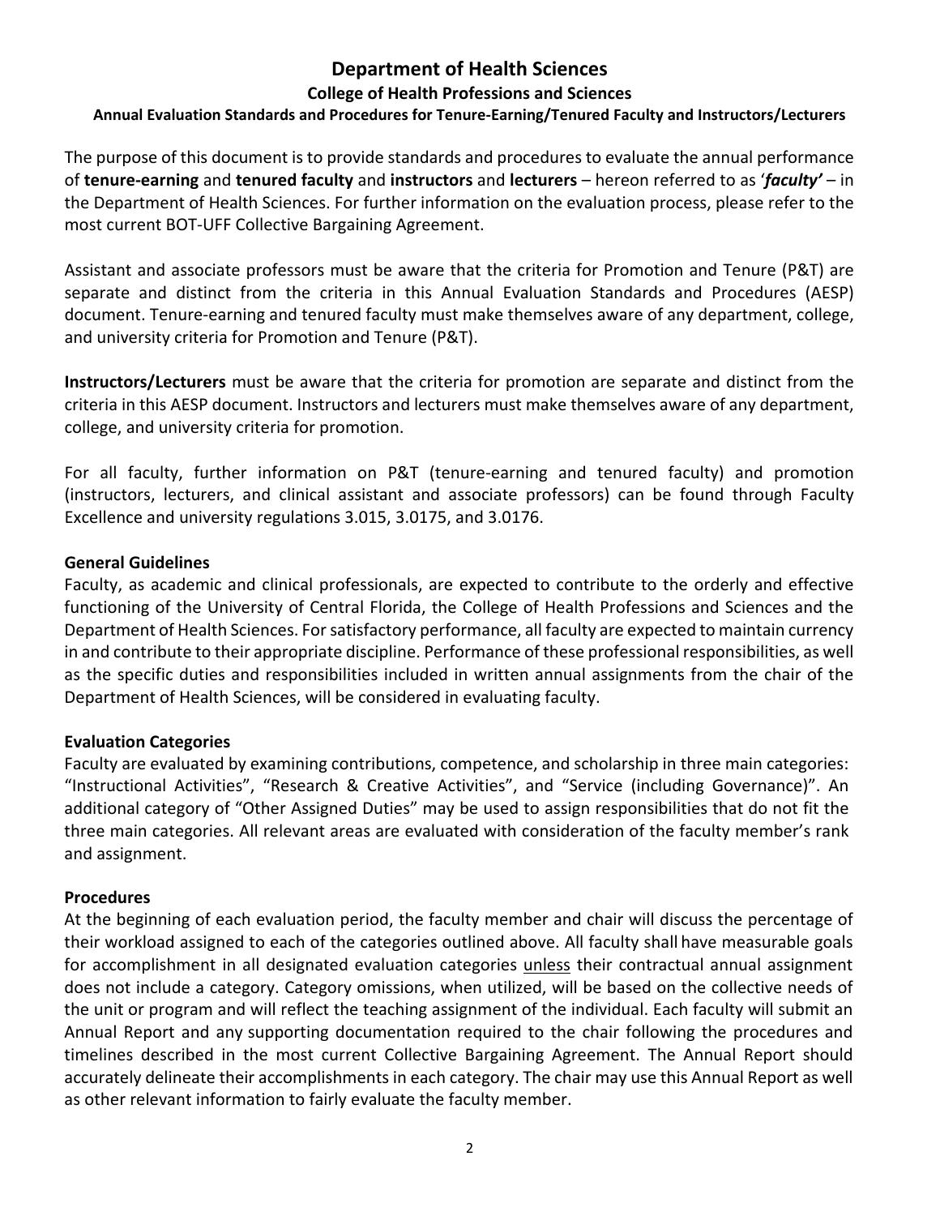# Department of Health Sciences

## College of Health Professions and Sciences

### Annual Evaluation Standards and Procedures for Tenure-Earning/Tenured Faculty and Instructors/Lecturers

The purpose of this document is to provide standards and procedures to evaluate the annual performance of **tenure-earning** and **tenured faculty** and **instructors** and **lecturers** – hereon referred to as '***faculty'*** – in the Department of Health Sciences. For further information on the evaluation process, please refer to the most current BOT-UFF Collective Bargaining Agreement.

Assistant and associate professors must be aware that the criteria for Promotion and Tenure (P&T) are separate and distinct from the criteria in this Annual Evaluation Standards and Procedures (AESP) document. Tenure-earning and tenured faculty must make themselves aware of any department, college, and university criteria for Promotion and Tenure (P&T).

**Instructors/Lecturers** must be aware that the criteria for promotion are separate and distinct from the criteria in this AESP document. Instructors and lecturers must make themselves aware of any department, college, and university criteria for promotion.

For all faculty, further information on P&T (tenure-earning and tenured faculty) and promotion (instructors, lecturers, and clinical assistant and associate professors) can be found through Faculty Excellence and university regulations 3.015, 3.0175, and 3.0176.

**General Guidelines**

Faculty, as academic and clinical professionals, are expected to contribute to the orderly and effective functioning of the University of Central Florida, the College of Health Professions and Sciences and the Department of Health Sciences. For satisfactory performance, all faculty are expected to maintain currency in and contribute to their appropriate discipline. Performance of these professional responsibilities, as well as the specific duties and responsibilities included in written annual assignments from the chair of the Department of Health Sciences, will be considered in evaluating faculty.

**Evaluation Categories**

Faculty are evaluated by examining contributions, competence, and scholarship in three main categories: "Instructional Activities", "Research & Creative Activities", and "Service (including Governance)". An additional category of "Other Assigned Duties" may be used to assign responsibilities that do not fit the three main categories. All relevant areas are evaluated with consideration of the faculty member's rank and assignment.

**Procedures**

At the beginning of each evaluation period, the faculty member and chair will discuss the percentage of their workload assigned to each of the categories outlined above. All faculty shall have measurable goals for accomplishment in all designated evaluation categories <u>unless</u> their contractual annual assignment does not include a category. Category omissions, when utilized, will be based on the collective needs of the unit or program and will reflect the teaching assignment of the individual. Each faculty will submit an Annual Report and any supporting documentation required to the chair following the procedures and timelines described in the most current Collective Bargaining Agreement. The Annual Report should accurately delineate their accomplishments in each category. The chair may use this Annual Report as well as other relevant information to fairly evaluate the faculty member.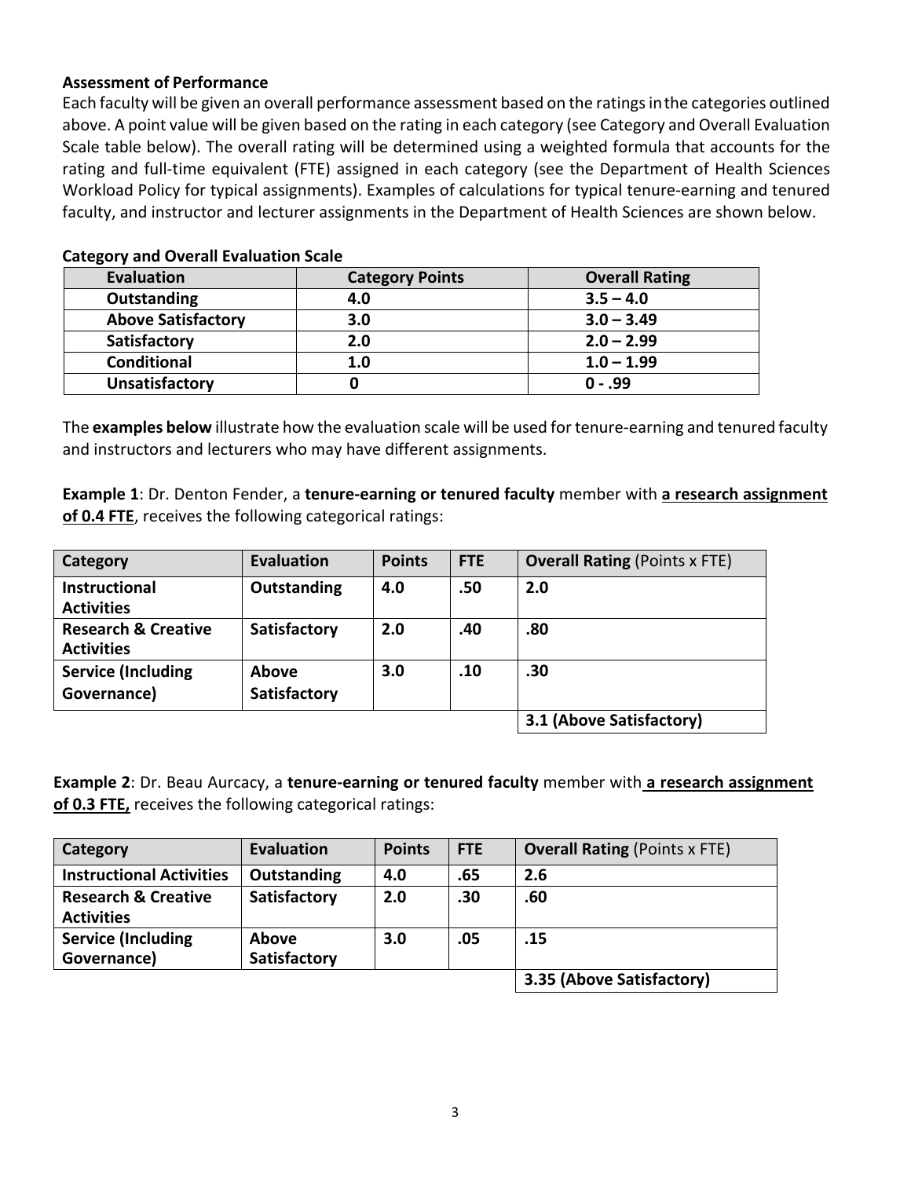### Assessment of Performance

Each faculty will be given an overall performance assessment based on the ratings in the categories outlined above. A point value will be given based on the rating in each category (see Category and Overall Evaluation Scale table below). The overall rating will be determined using a weighted formula that accounts for the rating and full-time equivalent (FTE) assigned in each category (see the Department of Health Sciences Workload Policy for typical assignments). Examples of calculations for typical tenure-earning and tenured faculty, and instructor and lecturer assignments in the Department of Health Sciences are shown below.

**Category and Overall Evaluation Scale**

| Evaluation | Category Points | Overall Rating |
|---|---|---|
| **Outstanding** | **4.0** | **3.5 – 4.0** |
| **Above Satisfactory** | **3.0** | **3.0 – 3.49** |
| **Satisfactory** | **2.0** | **2.0 – 2.99** |
| **Conditional** | **1.0** | **1.0 – 1.99** |
| **Unsatisfactory** | **0** | **0 - .99** |

The **examples below** illustrate how the evaluation scale will be used for tenure-earning and tenured faculty and instructors and lecturers who may have different assignments.

**Example 1**: Dr. Denton Fender, a **tenure-earning or tenured faculty** member with **a research assignment of 0.4 FTE**, receives the following categorical ratings:

| Category | Evaluation | Points | FTE | **Overall Rating** (Points x FTE) |
|---|---|---|---|---|
| **Instructional Activities** | **Outstanding** | **4.0** | **.50** | **2.0** |
| **Research & Creative Activities** | **Satisfactory** | **2.0** | **.40** | **.80** |
| **Service (Including Governance)** | **Above Satisfactory** | **3.0** | **.10** | **.30** |
| | | | | **3.1 (Above Satisfactory)** |

**Example 2**: Dr. Beau Aurcacy, a **tenure-earning or tenured faculty** member with **a research assignment of 0.3 FTE,** receives the following categorical ratings:

| Category | Evaluation | Points | FTE | **Overall Rating** (Points x FTE) |
|---|---|---|---|---|
| **Instructional Activities** | **Outstanding** | **4.0** | **.65** | **2.6** |
| **Research & Creative Activities** | **Satisfactory** | **2.0** | **.30** | **.60** |
| **Service (Including Governance)** | **Above Satisfactory** | **3.0** | **.05** | **.15** |
| | | | | **3.35 (Above Satisfactory)** |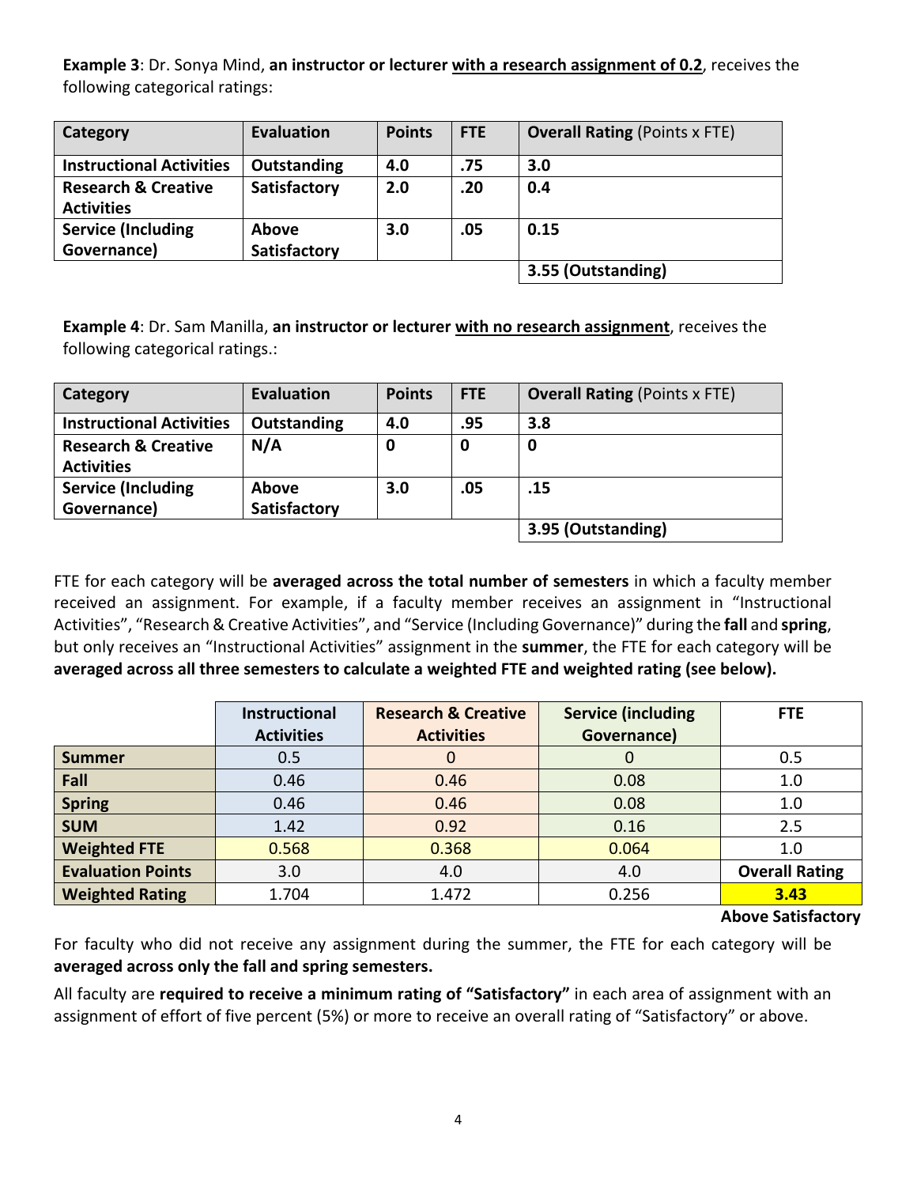**Example 3**: Dr. Sonya Mind, **an instructor or lecturer with a research assignment of 0.2**, receives the following categorical ratings:

| **Category** | **Evaluation** | **Points** | **FTE** | **Overall Rating** (Points x FTE) |
|---|---|---|---|---|
| **Instructional Activities** | **Outstanding** | **4.0** | **.75** | **3.0** |
| **Research & Creative Activities** | **Satisfactory** | **2.0** | **.20** | **0.4** |
| **Service (Including Governance)** | **Above Satisfactory** | **3.0** | **.05** | **0.15** |
| | | | | **3.55 (Outstanding)** |

**Example 4**: Dr. Sam Manilla, **an instructor or lecturer with no research assignment**, receives the following categorical ratings.:

| **Category** | **Evaluation** | **Points** | **FTE** | **Overall Rating** (Points x FTE) |
|---|---|---|---|---|
| **Instructional Activities** | **Outstanding** | **4.0** | **.95** | **3.8** |
| **Research & Creative Activities** | **N/A** | **0** | **0** | **0** |
| **Service (Including Governance)** | **Above Satisfactory** | **3.0** | **.05** | **.15** |
| | | | | **3.95 (Outstanding)** |

FTE for each category will be **averaged across the total number of semesters** in which a faculty member received an assignment. For example, if a faculty member receives an assignment in "Instructional Activities", "Research & Creative Activities", and "Service (Including Governance)" during the **fall** and **spring**, but only receives an "Instructional Activities" assignment in the **summer**, the FTE for each category will be **averaged across all three semesters to calculate a weighted FTE and weighted rating (see below).**

| | **Instructional Activities** | **Research & Creative Activities** | **Service (including Governance)** | **FTE** |
|---|---|---|---|---|
| **Summer** | 0.5 | 0 | 0 | 0.5 |
| **Fall** | 0.46 | 0.46 | 0.08 | 1.0 |
| **Spring** | 0.46 | 0.46 | 0.08 | 1.0 |
| **SUM** | 1.42 | 0.92 | 0.16 | 2.5 |
| **Weighted FTE** | 0.568 | 0.368 | 0.064 | 1.0 |
| **Evaluation Points** | 3.0 | 4.0 | 4.0 | **Overall Rating** |
| **Weighted Rating** | 1.704 | 1.472 | 0.256 | **3.43** |
| | | | | **Above Satisfactory** |

For faculty who did not receive any assignment during the summer, the FTE for each category will be **averaged across only the fall and spring semesters.**

All faculty are **required to receive a minimum rating of "Satisfactory"** in each area of assignment with an assignment of effort of five percent (5%) or more to receive an overall rating of "Satisfactory" or above.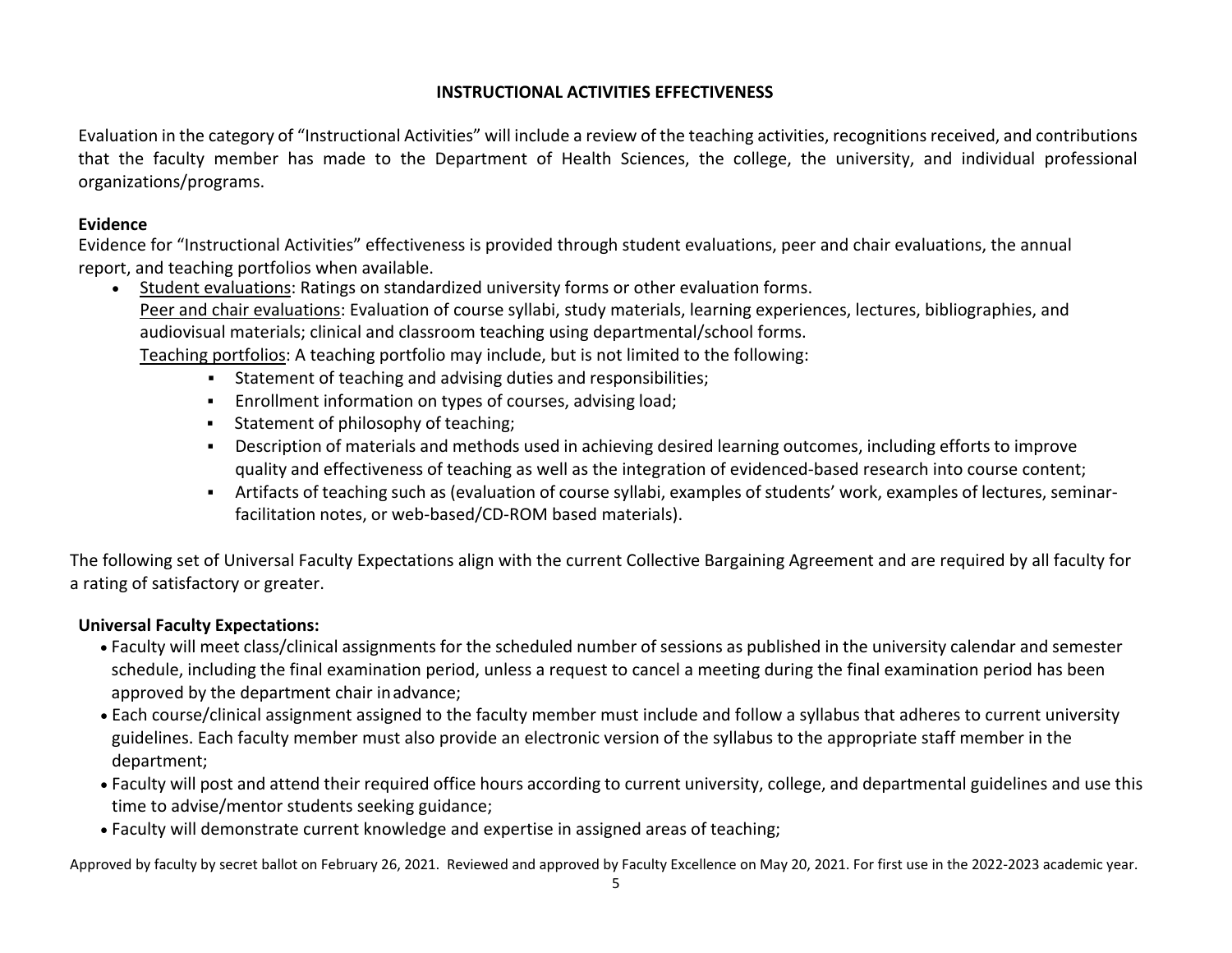## INSTRUCTIONAL ACTIVITIES EFFECTIVENESS

Evaluation in the category of "Instructional Activities" will include a review of the teaching activities, recognitions received, and contributions that the faculty member has made to the Department of Health Sciences, the college, the university, and individual professional organizations/programs.

### Evidence

Evidence for "Instructional Activities" effectiveness is provided through student evaluations, peer and chair evaluations, the annual report, and teaching portfolios when available.

- Student evaluations: Ratings on standardized university forms or other evaluation forms.

  Peer and chair evaluations: Evaluation of course syllabi, study materials, learning experiences, lectures, bibliographies, and audiovisual materials; clinical and classroom teaching using departmental/school forms.

  Teaching portfolios: A teaching portfolio may include, but is not limited to the following:
  - Statement of teaching and advising duties and responsibilities;
  - Enrollment information on types of courses, advising load;
  - Statement of philosophy of teaching;
  - Description of materials and methods used in achieving desired learning outcomes, including efforts to improve quality and effectiveness of teaching as well as the integration of evidenced-based research into course content;
  - Artifacts of teaching such as (evaluation of course syllabi, examples of students' work, examples of lectures, seminar-facilitation notes, or web-based/CD-ROM based materials).

The following set of Universal Faculty Expectations align with the current Collective Bargaining Agreement and are required by all faculty for a rating of satisfactory or greater.

### Universal Faculty Expectations:

- Faculty will meet class/clinical assignments for the scheduled number of sessions as published in the university calendar and semester schedule, including the final examination period, unless a request to cancel a meeting during the final examination period has been approved by the department chair in advance;
- Each course/clinical assignment assigned to the faculty member must include and follow a syllabus that adheres to current university guidelines. Each faculty member must also provide an electronic version of the syllabus to the appropriate staff member in the department;
- Faculty will post and attend their required office hours according to current university, college, and departmental guidelines and use this time to advise/mentor students seeking guidance;
- Faculty will demonstrate current knowledge and expertise in assigned areas of teaching;

Approved by faculty by secret ballot on February 26, 2021. Reviewed and approved by Faculty Excellence on May 20, 2021. For first use in the 2022-2023 academic year.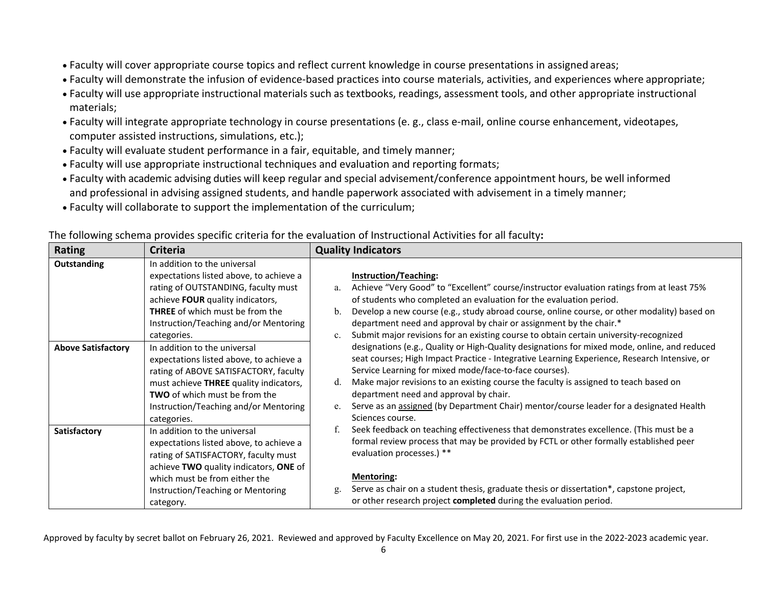- Faculty will cover appropriate course topics and reflect current knowledge in course presentations in assigned areas;
- Faculty will demonstrate the infusion of evidence-based practices into course materials, activities, and experiences where appropriate;
- Faculty will use appropriate instructional materials such as textbooks, readings, assessment tools, and other appropriate instructional materials;
- Faculty will integrate appropriate technology in course presentations (e. g., class e-mail, online course enhancement, videotapes, computer assisted instructions, simulations, etc.);
- Faculty will evaluate student performance in a fair, equitable, and timely manner;
- Faculty will use appropriate instructional techniques and evaluation and reporting formats;
- Faculty with academic advising duties will keep regular and special advisement/conference appointment hours, be well informed and professional in advising assigned students, and handle paperwork associated with advisement in a timely manner;
- Faculty will collaborate to support the implementation of the curriculum;

The following schema provides specific criteria for the evaluation of Instructional Activities for all faculty**:**

| Rating | Criteria | Quality Indicators |
|---|---|---|
| **Outstanding** | In addition to the universal expectations listed above, to achieve a rating of OUTSTANDING, faculty must achieve **FOUR** quality indicators, **THREE** of which must be from the Instruction/Teaching and/or Mentoring categories. | **Instruction/Teaching:**<br>a. Achieve "Very Good" to "Excellent" course/instructor evaluation ratings from at least 75% of students who completed an evaluation for the evaluation period.<br>b. Develop a new course (e.g., study abroad course, online course, or other modality) based on department need and approval by chair or assignment by the chair.*<br>c. Submit major revisions for an existing course to obtain certain university-recognized designations (e.g., Quality or High-Quality designations for mixed mode, online, and reduced seat courses; High Impact Practice - Integrative Learning Experience, Research Intensive, or Service Learning for mixed mode/face-to-face courses).<br>d. Make major revisions to an existing course the faculty is assigned to teach based on department need and approval by chair.<br>e. Serve as an assigned (by Department Chair) mentor/course leader for a designated Health Sciences course.<br>f. Seek feedback on teaching effectiveness that demonstrates excellence. (This must be a formal review process that may be provided by FCTL or other formally established peer evaluation processes.) **<br><br>**Mentoring:**<br>g. Serve as chair on a student thesis, graduate thesis or dissertation*, capstone project, or other research project **completed** during the evaluation period. |
| **Above Satisfactory** | In addition to the universal expectations listed above, to achieve a rating of ABOVE SATISFACTORY, faculty must achieve **THREE** quality indicators, **TWO** of which must be from the Instruction/Teaching and/or Mentoring categories. | |
| **Satisfactory** | In addition to the universal expectations listed above, to achieve a rating of SATISFACTORY, faculty must achieve **TWO** quality indicators, **ONE** of which must be from either the Instruction/Teaching or Mentoring category. | |

Approved by faculty by secret ballot on February 26, 2021. Reviewed and approved by Faculty Excellence on May 20, 2021. For first use in the 2022-2023 academic year.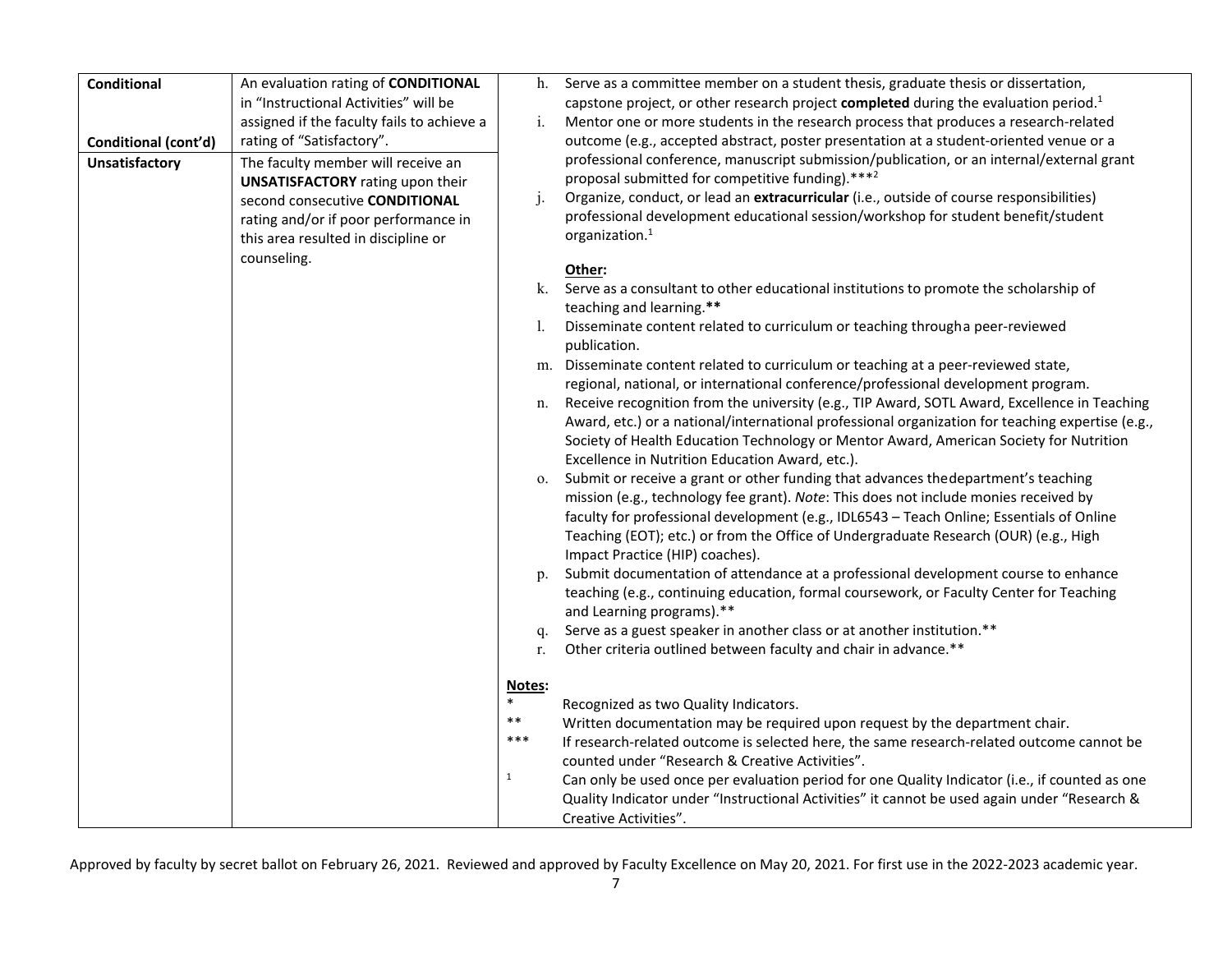| | | |
|---|---|---|
| **Conditional**<br><br>**Conditional (cont'd)** | An evaluation rating of **CONDITIONAL** in "Instructional Activities" will be assigned if the faculty fails to achieve a rating of "Satisfactory". | h. Serve as a committee member on a student thesis, graduate thesis or dissertation, capstone project, or other research project **completed** during the evaluation period.[1]<br>i. Mentor one or more students in the research process that produces a research-related outcome (e.g., accepted abstract, poster presentation at a student-oriented venue or a professional conference, manuscript submission/publication, or an internal/external grant proposal submitted for competitive funding).***[2]<br>j. Organize, conduct, or lead an **extracurricular** (i.e., outside of course responsibilities) professional development educational session/workshop for student benefit/student organization.[1]<br><br>**Other:**<br>k. Serve as a consultant to other educational institutions to promote the scholarship of teaching and learning.**<br>l. Disseminate content related to curriculum or teaching througha peer-reviewed publication.<br>m. Disseminate content related to curriculum or teaching at a peer-reviewed state, regional, national, or international conference/professional development program.<br>n. Receive recognition from the university (e.g., TIP Award, SOTL Award, Excellence in Teaching Award, etc.) or a national/international professional organization for teaching expertise (e.g., Society of Health Education Technology or Mentor Award, American Society for Nutrition Excellence in Nutrition Education Award, etc.).<br>o. Submit or receive a grant or other funding that advances thedepartment's teaching mission (e.g., technology fee grant). *Note*: This does not include monies received by faculty for professional development (e.g., IDL6543 – Teach Online; Essentials of Online Teaching (EOT); etc.) or from the Office of Undergraduate Research (OUR) (e.g., High Impact Practice (HIP) coaches).<br>p. Submit documentation of attendance at a professional development course to enhance teaching (e.g., continuing education, formal coursework, or Faculty Center for Teaching and Learning programs).**<br>q. Serve as a guest speaker in another class or at another institution.**<br>r. Other criteria outlined between faculty and chair in advance.**<br><br>**Notes:**<br>* Recognized as two Quality Indicators.<br>** Written documentation may be required upon request by the department chair.<br>*** If research-related outcome is selected here, the same research-related outcome cannot be counted under "Research & Creative Activities".<br>[1] Can only be used once per evaluation period for one Quality Indicator (i.e., if counted as one Quality Indicator under "Instructional Activities" it cannot be used again under "Research & Creative Activities". |
| **Unsatisfactory** | The faculty member will receive an **UNSATISFACTORY** rating upon their second consecutive **CONDITIONAL** rating and/or if poor performance in this area resulted in discipline or counseling. | |

Approved by faculty by secret ballot on February 26, 2021. Reviewed and approved by Faculty Excellence on May 20, 2021. For first use in the 2022-2023 academic year.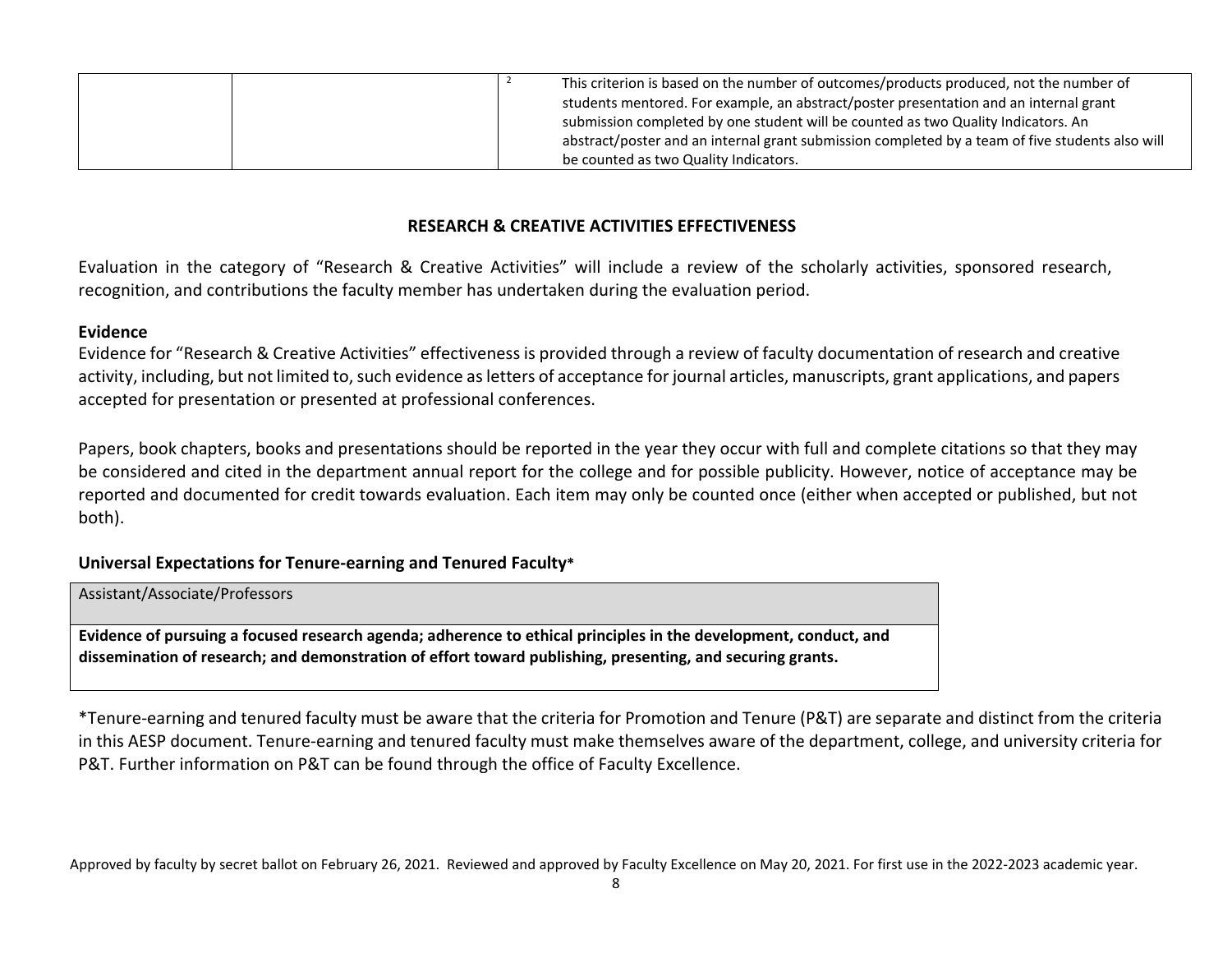| | | [2] This criterion is based on the number of outcomes/products produced, not the number of students mentored. For example, an abstract/poster presentation and an internal grant submission completed by one student will be counted as two Quality Indicators. An abstract/poster and an internal grant submission completed by a team of five students also will be counted as two Quality Indicators. |
|---|---|---|

## RESEARCH & CREATIVE ACTIVITIES EFFECTIVENESS

Evaluation in the category of "Research & Creative Activities" will include a review of the scholarly activities, sponsored research, recognition, and contributions the faculty member has undertaken during the evaluation period.

### Evidence

Evidence for "Research & Creative Activities" effectiveness is provided through a review of faculty documentation of research and creative activity, including, but not limited to, such evidence as letters of acceptance for journal articles, manuscripts, grant applications, and papers accepted for presentation or presented at professional conferences.

Papers, book chapters, books and presentations should be reported in the year they occur with full and complete citations so that they may be considered and cited in the department annual report for the college and for possible publicity. However, notice of acceptance may be reported and documented for credit towards evaluation. Each item may only be counted once (either when accepted or published, but not both).

### Universal Expectations for Tenure-earning and Tenured Faculty*

| Assistant/Associate/Professors |
|---|
| **Evidence of pursuing a focused research agenda; adherence to ethical principles in the development, conduct, and dissemination of research; and demonstration of effort toward publishing, presenting, and securing grants.** |

*Tenure-earning and tenured faculty must be aware that the criteria for Promotion and Tenure (P&T) are separate and distinct from the criteria in this AESP document. Tenure-earning and tenured faculty must make themselves aware of the department, college, and university criteria for P&T. Further information on P&T can be found through the office of Faculty Excellence.

Approved by faculty by secret ballot on February 26, 2021. Reviewed and approved by Faculty Excellence on May 20, 2021. For first use in the 2022-2023 academic year.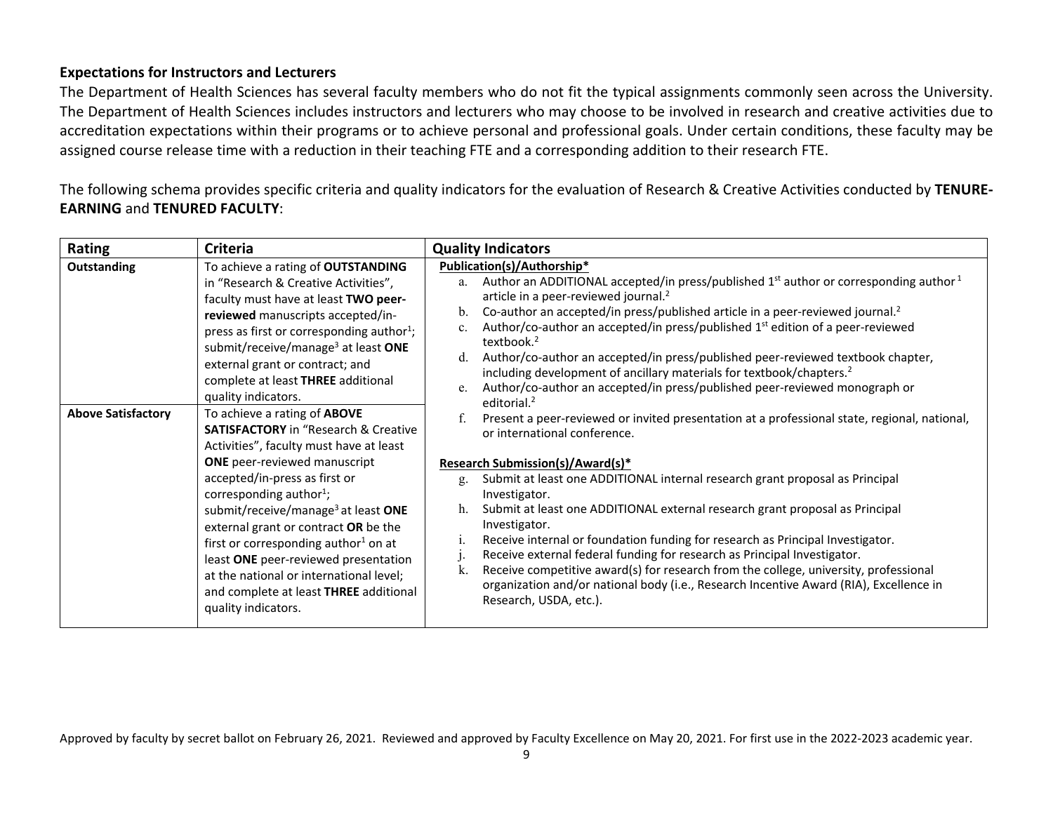**Expectations for Instructors and Lecturers**

The Department of Health Sciences has several faculty members who do not fit the typical assignments commonly seen across the University. The Department of Health Sciences includes instructors and lecturers who may choose to be involved in research and creative activities due to accreditation expectations within their programs or to achieve personal and professional goals. Under certain conditions, these faculty may be assigned course release time with a reduction in their teaching FTE and a corresponding addition to their research FTE.

The following schema provides specific criteria and quality indicators for the evaluation of Research & Creative Activities conducted by **TENURE-EARNING** and **TENURED FACULTY**:

| Rating | Criteria | Quality Indicators |
|---|---|---|
| **Outstanding** | To achieve a rating of **OUTSTANDING** in "Research & Creative Activities", faculty must have at least **TWO peer-reviewed** manuscripts accepted/in-press as first or corresponding author[1]; submit/receive/manage[3] at least **ONE** external grant or contract; and complete at least **THREE** additional quality indicators. | **Publication(s)/Authorship*** <br> a. Author an ADDITIONAL accepted/in press/published 1st author or corresponding author[1] article in a peer-reviewed journal.[2] <br> b. Co-author an accepted/in press/published article in a peer-reviewed journal.[2] <br> c. Author/co-author an accepted/in press/published 1st edition of a peer-reviewed textbook.[2] <br> d. Author/co-author an accepted/in press/published peer-reviewed textbook chapter, including development of ancillary materials for textbook/chapters.[2] <br> e. Author/co-author an accepted/in press/published peer-reviewed monograph or editorial.[2] <br> f. Present a peer-reviewed or invited presentation at a professional state, regional, national, or international conference. <br><br> **Research Submission(s)/Award(s)*** <br> g. Submit at least one ADDITIONAL internal research grant proposal as Principal Investigator. <br> h. Submit at least one ADDITIONAL external research grant proposal as Principal Investigator. <br> i. Receive internal or foundation funding for research as Principal Investigator. <br> j. Receive external federal funding for research as Principal Investigator. <br> k. Receive competitive award(s) for research from the college, university, professional organization and/or national body (i.e., Research Incentive Award (RIA), Excellence in Research, USDA, etc.). |
| **Above Satisfactory** | To achieve a rating of **ABOVE SATISFACTORY** in "Research & Creative Activities", faculty must have at least **ONE** peer-reviewed manuscript accepted/in-press as first or corresponding author[1]; submit/receive/manage[3] at least **ONE** external grant or contract **OR** be the first or corresponding author[1] on at least **ONE** peer-reviewed presentation at the national or international level; and complete at least **THREE** additional quality indicators. | |

Approved by faculty by secret ballot on February 26, 2021. Reviewed and approved by Faculty Excellence on May 20, 2021. For first use in the 2022-2023 academic year.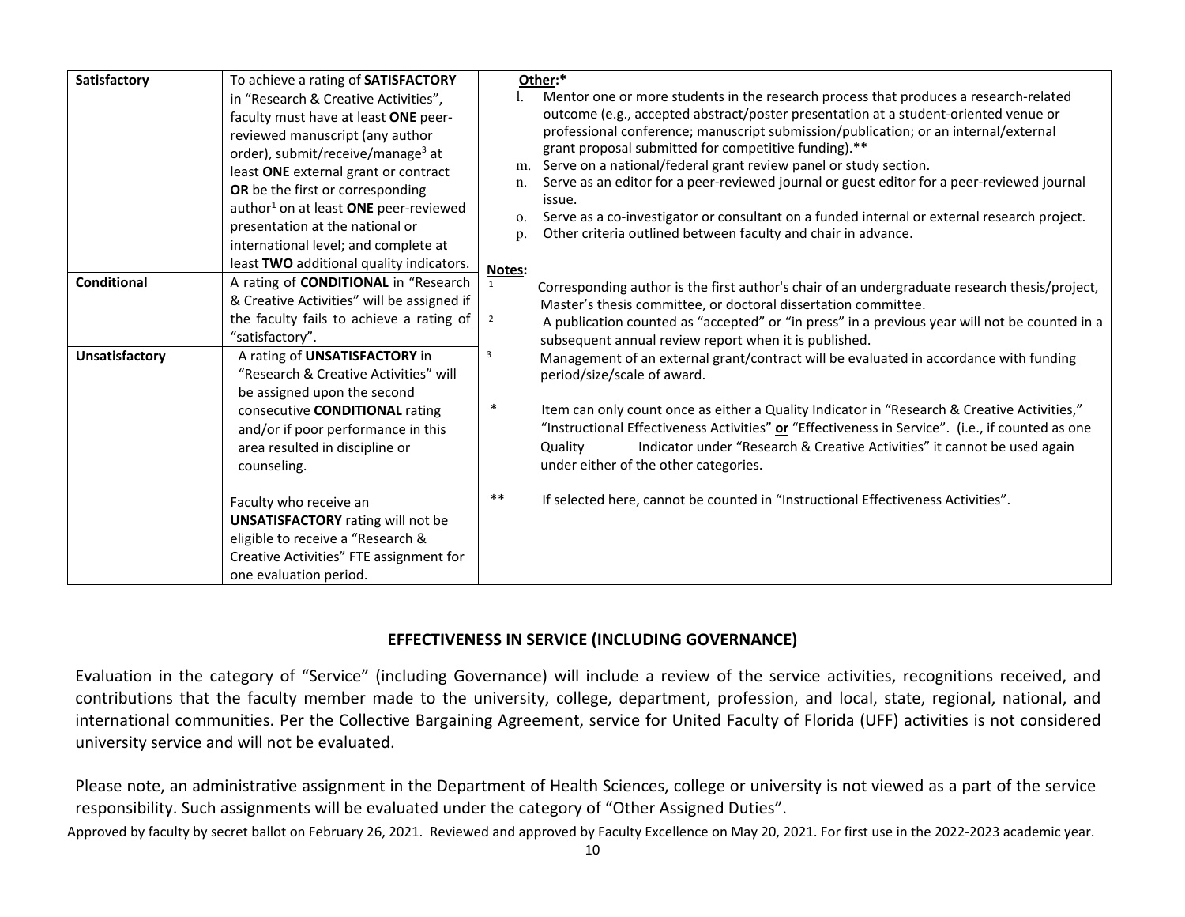| Satisfactory | To achieve a rating of **SATISFACTORY** in "Research & Creative Activities", faculty must have at least **ONE** peer-reviewed manuscript (any author order), submit/receive/manage[3] at least **ONE** external grant or contract **OR** be the first or corresponding author[1] on at least **ONE** peer-reviewed presentation at the national or international level; and complete at least **TWO** additional quality indicators. | **Other:*** <br> l. Mentor one or more students in the research process that produces a research-related outcome (e.g., accepted abstract/poster presentation at a student-oriented venue or professional conference; manuscript submission/publication; or an internal/external grant proposal submitted for competitive funding).** <br> m. Serve on a national/federal grant review panel or study section. <br> n. Serve as an editor for a peer-reviewed journal or guest editor for a peer-reviewed journal issue. <br> o. Serve as a co-investigator or consultant on a funded internal or external research project. <br> p. Other criteria outlined between faculty and chair in advance. <br><br> **Notes:** <br> [1] Corresponding author is the first author's chair of an undergraduate research thesis/project, Master's thesis committee, or doctoral dissertation committee. <br> [2] A publication counted as "accepted" or "in press" in a previous year will not be counted in a subsequent annual review report when it is published. <br> [3] Management of an external grant/contract will be evaluated in accordance with funding period/size/scale of award. <br><br> * Item can only count once as either a Quality Indicator in "Research & Creative Activities," "Instructional Effectiveness Activities" **or** "Effectiveness in Service". (i.e., if counted as one Quality Indicator under "Research & Creative Activities" it cannot be used again under either of the other categories. <br><br> ** If selected here, cannot be counted in "Instructional Effectiveness Activities". |
|---|---|---|
| Conditional | A rating of **CONDITIONAL** in "Research & Creative Activities" will be assigned if the faculty fails to achieve a rating of "satisfactory". | |
| Unsatisfactory | A rating of **UNSATISFACTORY** in "Research & Creative Activities" will be assigned upon the second consecutive **CONDITIONAL** rating and/or if poor performance in this area resulted in discipline or counseling. <br><br> Faculty who receive an **UNSATISFACTORY** rating will not be eligible to receive a "Research & Creative Activities" FTE assignment for one evaluation period. | |

## EFFECTIVENESS IN SERVICE (INCLUDING GOVERNANCE)

Evaluation in the category of "Service" (including Governance) will include a review of the service activities, recognitions received, and contributions that the faculty member made to the university, college, department, profession, and local, state, regional, national, and international communities. Per the Collective Bargaining Agreement, service for United Faculty of Florida (UFF) activities is not considered university service and will not be evaluated.

Please note, an administrative assignment in the Department of Health Sciences, college or university is not viewed as a part of the service responsibility. Such assignments will be evaluated under the category of "Other Assigned Duties".

Approved by faculty by secret ballot on February 26, 2021. Reviewed and approved by Faculty Excellence on May 20, 2021. For first use in the 2022-2023 academic year.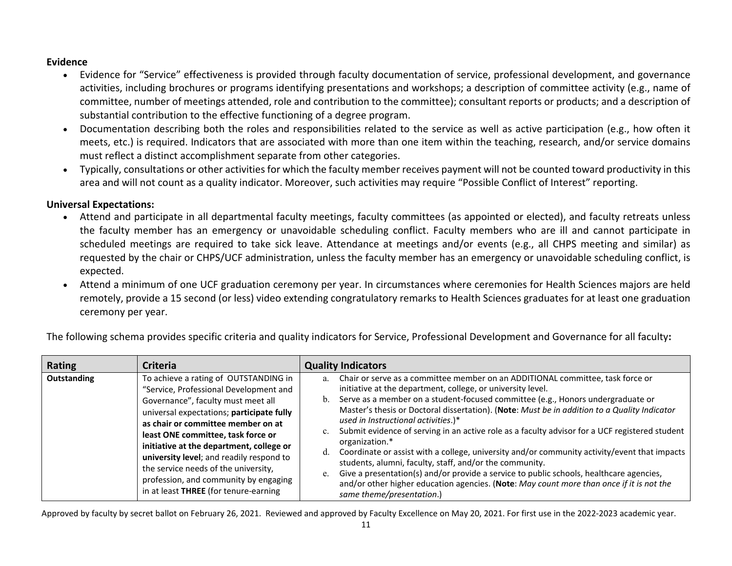**Evidence**

- Evidence for "Service" effectiveness is provided through faculty documentation of service, professional development, and governance activities, including brochures or programs identifying presentations and workshops; a description of committee activity (e.g., name of committee, number of meetings attended, role and contribution to the committee); consultant reports or products; and a description of substantial contribution to the effective functioning of a degree program.
- Documentation describing both the roles and responsibilities related to the service as well as active participation (e.g., how often it meets, etc.) is required. Indicators that are associated with more than one item within the teaching, research, and/or service domains must reflect a distinct accomplishment separate from other categories.
- Typically, consultations or other activities for which the faculty member receives payment will not be counted toward productivity in this area and will not count as a quality indicator. Moreover, such activities may require "Possible Conflict of Interest" reporting.

**Universal Expectations:**

- Attend and participate in all departmental faculty meetings, faculty committees (as appointed or elected), and faculty retreats unless the faculty member has an emergency or unavoidable scheduling conflict. Faculty members who are ill and cannot participate in scheduled meetings are required to take sick leave. Attendance at meetings and/or events (e.g., all CHPS meeting and similar) as requested by the chair or CHPS/UCF administration, unless the faculty member has an emergency or unavoidable scheduling conflict, is expected.
- Attend a minimum of one UCF graduation ceremony per year. In circumstances where ceremonies for Health Sciences majors are held remotely, provide a 15 second (or less) video extending congratulatory remarks to Health Sciences graduates for at least one graduation ceremony per year.

The following schema provides specific criteria and quality indicators for Service, Professional Development and Governance for all faculty**:**

| Rating | Criteria | Quality Indicators |
|---|---|---|
| **Outstanding** | To achieve a rating of OUTSTANDING in "Service, Professional Development and Governance", faculty must meet all universal expectations; **participate fully as chair or committee member on at least ONE committee, task force or initiative at the department, college or university level**; and readily respond to the service needs of the university, profession, and community by engaging in at least **THREE** (for tenure-earning | a. Chair or serve as a committee member on an ADDITIONAL committee, task force or initiative at the department, college, or university level.<br>b. Serve as a member on a student-focused committee (e.g., Honors undergraduate or Master's thesis or Doctoral dissertation). (**Note**: *Must be in addition to a Quality Indicator used in Instructional activities*.)*<br>c. Submit evidence of serving in an active role as a faculty advisor for a UCF registered student organization.*<br>d. Coordinate or assist with a college, university and/or community activity/event that impacts students, alumni, faculty, staff, and/or the community.<br>e. Give a presentation(s) and/or provide a service to public schools, healthcare agencies, and/or other higher education agencies. (**Note**: *May count more than once if it is not the same theme/presentation*.) |

Approved by faculty by secret ballot on February 26, 2021. Reviewed and approved by Faculty Excellence on May 20, 2021. For first use in the 2022-2023 academic year.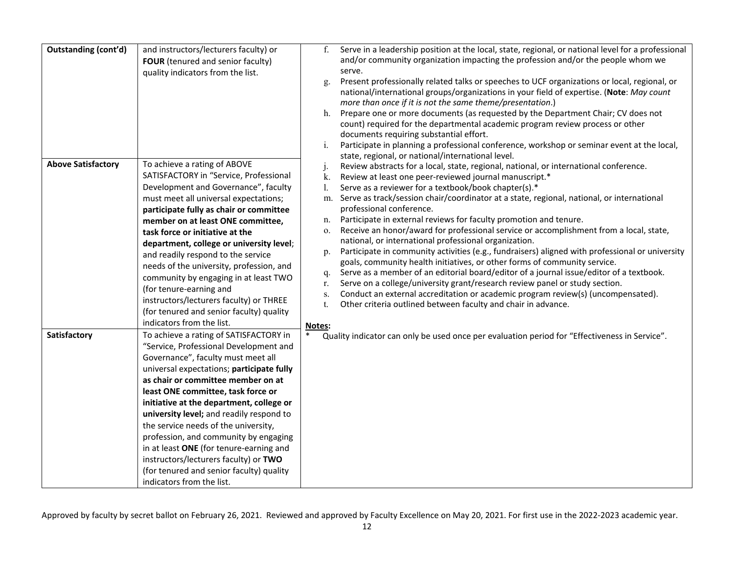| Outstanding (cont'd) | and instructors/lecturers faculty) or **FOUR** (tenured and senior faculty) quality indicators from the list. | f. Serve in a leadership position at the local, state, regional, or national level for a professional and/or community organization impacting the profession and/or the people whom we serve.<br>g. Present professionally related talks or speeches to UCF organizations or local, regional, or national/international groups/organizations in your field of expertise. (**Note**: *May count more than once if it is not the same theme/presentation*.)<br>h. Prepare one or more documents (as requested by the Department Chair; CV does not count) required for the departmental academic program review process or other documents requiring substantial effort.<br>i. Participate in planning a professional conference, workshop or seminar event at the local, state, regional, or national/international level.<br>j. Review abstracts for a local, state, regional, national, or international conference.<br>k. Review at least one peer-reviewed journal manuscript.*<br>l. Serve as a reviewer for a textbook/book chapter(s).*<br>m. Serve as track/session chair/coordinator at a state, regional, national, or international professional conference.<br>n. Participate in external reviews for faculty promotion and tenure.<br>o. Receive an honor/award for professional service or accomplishment from a local, state, national, or international professional organization.<br>p. Participate in community activities (e.g., fundraisers) aligned with professional or university goals, community health initiatives, or other forms of community service.<br>q. Serve as a member of an editorial board/editor of a journal issue/editor of a textbook.<br>r. Serve on a college/university grant/research review panel or study section.<br>s. Conduct an external accreditation or academic program review(s) (uncompensated).<br>t. Other criteria outlined between faculty and chair in advance.<br><br>**Notes:**<br>* Quality indicator can only be used once per evaluation period for "Effectiveness in Service". |
|---|---|---|
| **Above Satisfactory** | To achieve a rating of ABOVE SATISFACTORY in "Service, Professional Development and Governance", faculty must meet all universal expectations; **participate fully as chair or committee member on at least ONE committee, task force or initiative at the department, college or university level**; and readily respond to the service needs of the university, profession, and community by engaging in at least TWO (for tenure-earning and instructors/lecturers faculty) or THREE (for tenured and senior faculty) quality indicators from the list. | |
| **Satisfactory** | To achieve a rating of SATISFACTORY in "Service, Professional Development and Governance", faculty must meet all universal expectations; **participate fully as chair or committee member on at least ONE committee, task force or initiative at the department, college or university level;** and readily respond to the service needs of the university, profession, and community by engaging in at least **ONE** (for tenure-earning and instructors/lecturers faculty) or **TWO** (for tenured and senior faculty) quality indicators from the list. | |

Approved by faculty by secret ballot on February 26, 2021. Reviewed and approved by Faculty Excellence on May 20, 2021. For first use in the 2022-2023 academic year.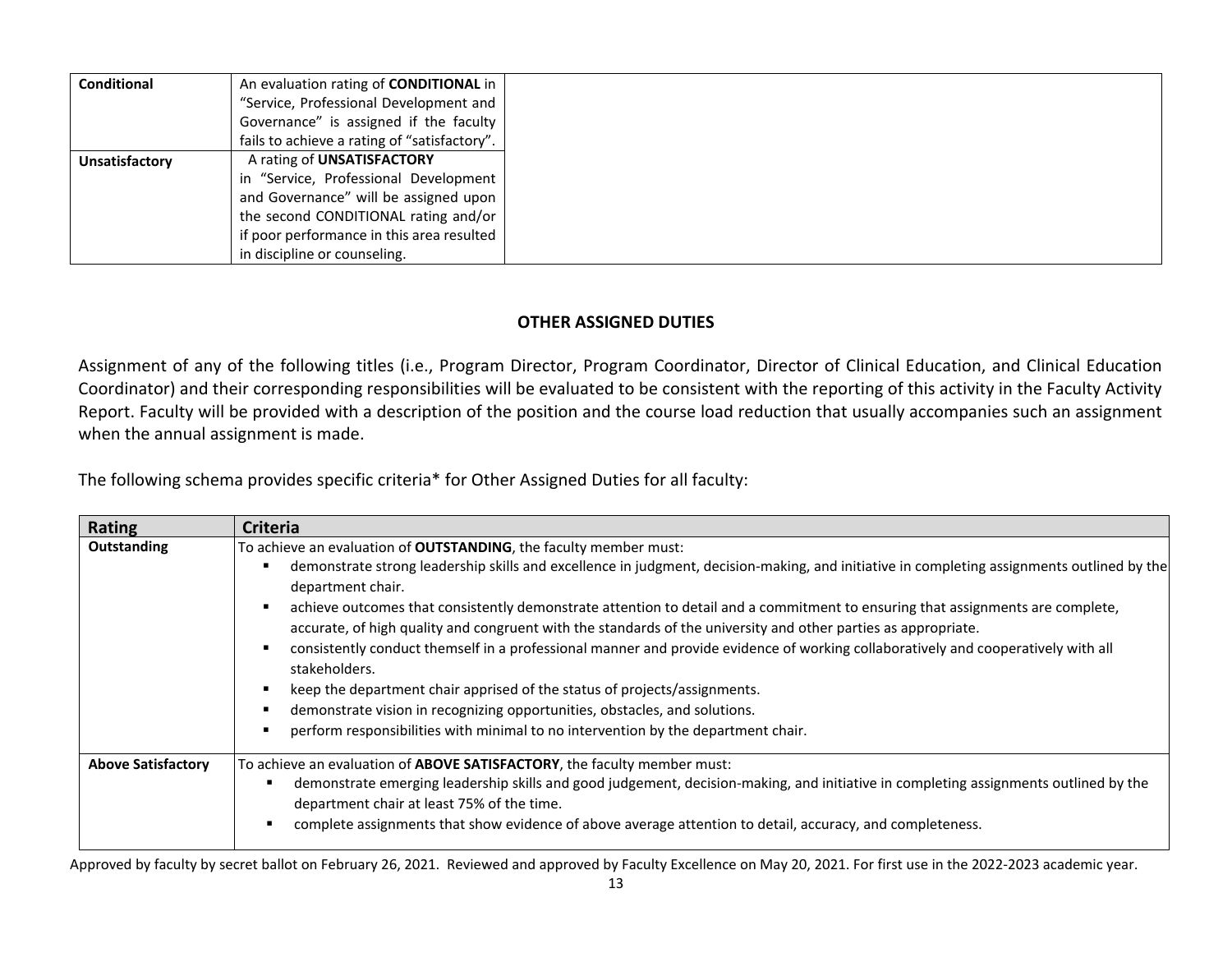| | | |
|---|---|---|
| **Conditional** | An evaluation rating of **CONDITIONAL** in "Service, Professional Development and Governance" is assigned if the faculty fails to achieve a rating of "satisfactory". | |
| **Unsatisfactory** | A rating of **UNSATISFACTORY** in "Service, Professional Development and Governance" will be assigned upon the second CONDITIONAL rating and/or if poor performance in this area resulted in discipline or counseling. | |

## OTHER ASSIGNED DUTIES

Assignment of any of the following titles (i.e., Program Director, Program Coordinator, Director of Clinical Education, and Clinical Education Coordinator) and their corresponding responsibilities will be evaluated to be consistent with the reporting of this activity in the Faculty Activity Report. Faculty will be provided with a description of the position and the course load reduction that usually accompanies such an assignment when the annual assignment is made.

The following schema provides specific criteria* for Other Assigned Duties for all faculty:

| Rating | Criteria |
|---|---|
| **Outstanding** | To achieve an evaluation of **OUTSTANDING**, the faculty member must:<br>▪ demonstrate strong leadership skills and excellence in judgment, decision-making, and initiative in completing assignments outlined by the department chair.<br>▪ achieve outcomes that consistently demonstrate attention to detail and a commitment to ensuring that assignments are complete, accurate, of high quality and congruent with the standards of the university and other parties as appropriate.<br>▪ consistently conduct themself in a professional manner and provide evidence of working collaboratively and cooperatively with all stakeholders.<br>▪ keep the department chair apprised of the status of projects/assignments.<br>▪ demonstrate vision in recognizing opportunities, obstacles, and solutions.<br>▪ perform responsibilities with minimal to no intervention by the department chair. |
| **Above Satisfactory** | To achieve an evaluation of **ABOVE SATISFACTORY**, the faculty member must:<br>▪ demonstrate emerging leadership skills and good judgement, decision-making, and initiative in completing assignments outlined by the department chair at least 75% of the time.<br>▪ complete assignments that show evidence of above average attention to detail, accuracy, and completeness. |

Approved by faculty by secret ballot on February 26, 2021. Reviewed and approved by Faculty Excellence on May 20, 2021. For first use in the 2022-2023 academic year.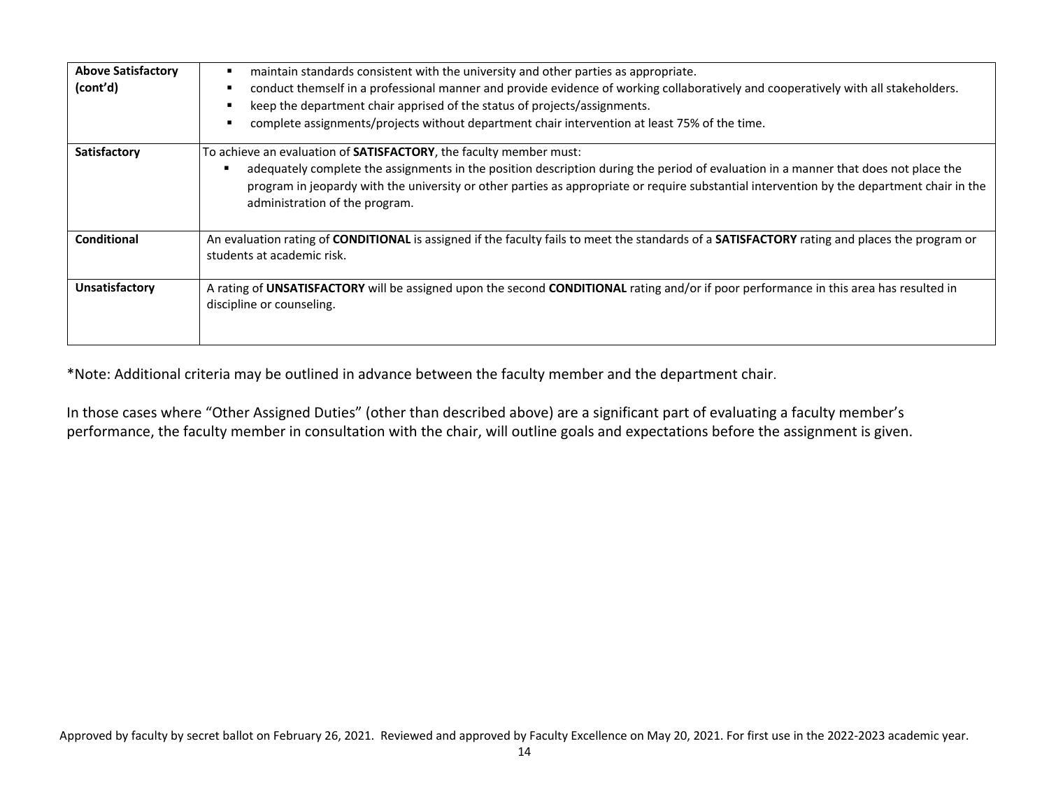| | |
|---|---|
| **Above Satisfactory (cont'd)** | ▪ maintain standards consistent with the university and other parties as appropriate.<br>▪ conduct themself in a professional manner and provide evidence of working collaboratively and cooperatively with all stakeholders.<br>▪ keep the department chair apprised of the status of projects/assignments.<br>▪ complete assignments/projects without department chair intervention at least 75% of the time. |
| **Satisfactory** | To achieve an evaluation of **SATISFACTORY**, the faculty member must:<br>▪ adequately complete the assignments in the position description during the period of evaluation in a manner that does not place the program in jeopardy with the university or other parties as appropriate or require substantial intervention by the department chair in the administration of the program. |
| **Conditional** | An evaluation rating of **CONDITIONAL** is assigned if the faculty fails to meet the standards of a **SATISFACTORY** rating and places the program or students at academic risk. |
| **Unsatisfactory** | A rating of **UNSATISFACTORY** will be assigned upon the second **CONDITIONAL** rating and/or if poor performance in this area has resulted in discipline or counseling. |

*Note: Additional criteria may be outlined in advance between the faculty member and the department chair.

In those cases where "Other Assigned Duties" (other than described above) are a significant part of evaluating a faculty member's performance, the faculty member in consultation with the chair, will outline goals and expectations before the assignment is given.

Approved by faculty by secret ballot on February 26, 2021. Reviewed and approved by Faculty Excellence on May 20, 2021. For first use in the 2022-2023 academic year.